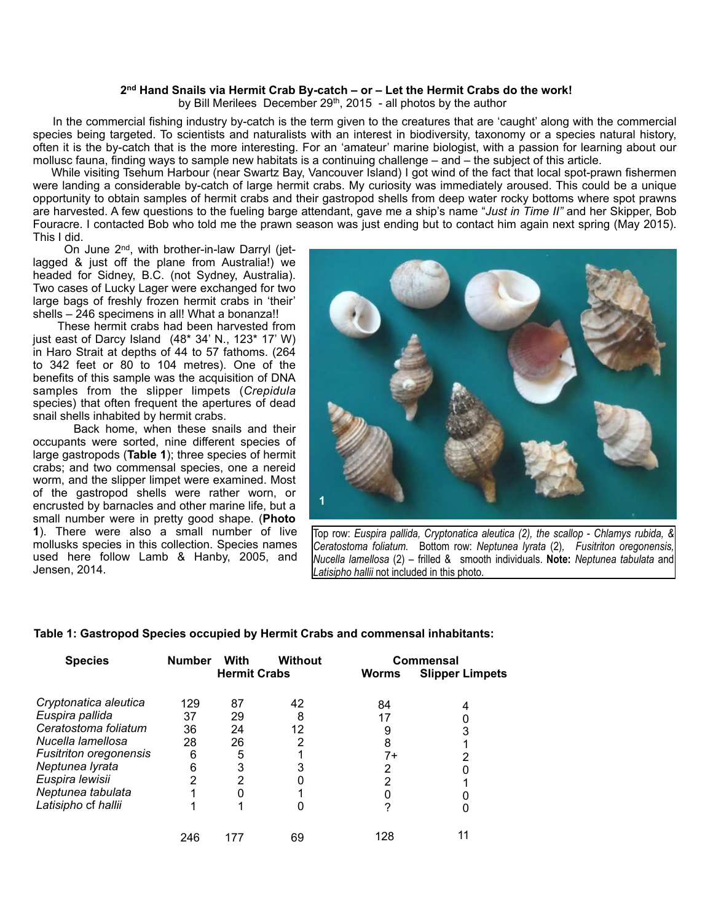# 2nd Hand Snails via Hermit Crab By-catch – or – Let the Hermit Crabs do the work!

by Bill Merilees December 29th, 2015 - all photos by the author

In the commercial fishing industry by-catch is the term given to the creatures that are 'caught' along with the commercial species being targeted. To scientists and naturalists with an interest in biodiversity, taxonomy or a species natural history, often it is the by-catch that is the more interesting. For an 'amateur' marine biologist, with a passion for learning about our mollusc fauna, finding ways to sample new habitats is a continuing challenge – and – the subject of this article.

While visiting Tsehum Harbour (near Swartz Bay, Vancouver Island) I got wind of the fact that local spot-prawn fishermen were landing a considerable by-catch of large hermit crabs. My curiosity was immediately aroused. This could be a unique opportunity to obtain samples of hermit crabs and their gastropod shells from deep water rocky bottoms where spot prawns are harvested. A few questions to the fueling barge attendant, gave me a ship's name "*Just in Time II"* and her Skipper, Bob Fouracre. I contacted Bob who told me the prawn season was just ending but to contact him again next spring (May 2015). This I did.

On June 2nd, with brother-in-law Darryl (jet-lagged & just off the plane from Australia!) we headed for Sidney, B.C. (not Sydney, Australia). Two cases of Lucky Lager were exchanged for two large bags of freshly frozen hermit crabs in 'their' shells – 246 specimens in all! What a bonanza!!

These hermit crabs had been harvested from just east of Darcy Island (48* 34' N., 123* 17' W) in Haro Strait at depths of 44 to 57 fathoms. (264 to 342 feet or 80 to 104 metres). One of the benefits of this sample was the acquisition of DNA samples from the slipper limpets (*Crepidula* species) that often frequent the apertures of dead snail shells inhabited by hermit crabs.

Back home, when these snails and their occupants were sorted, nine different species of large gastropods (**Table 1**); three species of hermit crabs; and two commensal species, one a nereid worm, and the slipper limpet were examined. Most of the gastropod shells were rather worn, or encrusted by barnacles and other marine life, but a small number were in pretty good shape. (**Photo 1**). There were also a small number of live mollusks species in this collection. Species names used here follow Lamb & Hanby, 2005, and Jensen, 2014.

Top row: *Euspira pallida, Cryptonatica aleutica (2), the scallop - Chlamys rubida, & Ceratostoma foliatum.* Bottom row: *Neptunea lyrata* (2), *Fusitriton oregonensis, Nucella lamellosa* (2) – frilled & smooth individuals. **Note:** *Neptunea tabulata* and *Latisipho hallii* not included in this photo.

**Table 1: Gastropod Species occupied by Hermit Crabs and commensal inhabitants:**

| Species | Number | With | Without | Commensal | |
|---|---|---|---|---|---|
| | | Hermit Crabs | | Worms | Slipper Limpets |
| *Cryptonatica aleutica* | 129 | 87 | 42 | 84 | 4 |
| *Euspira pallida* | 37 | 29 | 8 | 17 | 0 |
| *Ceratostoma foliatum* | 36 | 24 | 12 | 9 | 3 |
| *Nucella lamellosa* | 28 | 26 | 2 | 8 | 1 |
| *Fusitriton oregonensis* | 6 | 5 | 1 | 7+ | 2 |
| *Neptunea lyrata* | 6 | 3 | 3 | 2 | 0 |
| *Euspira lewisii* | 2 | 2 | 0 | 2 | 1 |
| *Neptunea tabulata* | 1 | 0 | 1 | 0 | 0 |
| *Latisipho* cf *hallii* | 1 | 1 | 0 | ? | 0 |
| | 246 | 177 | 69 | 128 | 11 |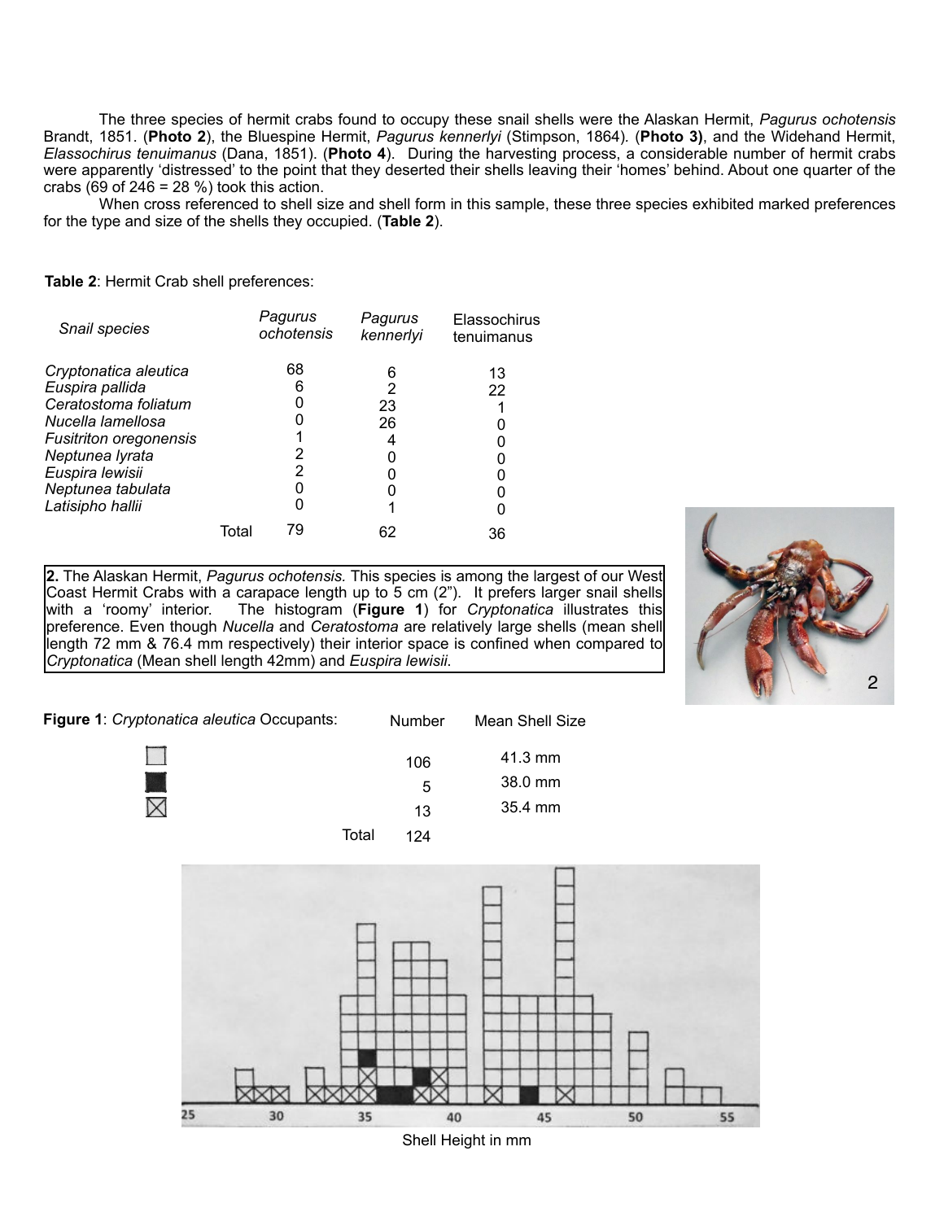The three species of hermit crabs found to occupy these snail shells were the Alaskan Hermit, *Pagurus ochotensis* Brandt, 1851. (**Photo 2**), the Bluespine Hermit, *Pagurus kennerlyi* (Stimpson, 1864). (**Photo 3)**, and the Widehand Hermit, *Elassochirus tenuimanus* (Dana, 1851). (**Photo 4**). During the harvesting process, a considerable number of hermit crabs were apparently 'distressed' to the point that they deserted their shells leaving their 'homes' behind. About one quarter of the crabs (69 of 246 = 28 %) took this action.

When cross referenced to shell size and shell form in this sample, these three species exhibited marked preferences for the type and size of the shells they occupied. (**Table 2**).

**Table 2**: Hermit Crab shell preferences:

| *Snail species* | *Pagurus ochotensis* | *Pagurus kennerlyi* | Elassochirus tenuimanus |
|---|---|---|---|
| *Cryptonatica aleutica* | 68 | 6 | 13 |
| *Euspira pallida* | 6 | 2 | 22 |
| *Ceratostoma foliatum* | 0 | 23 | 1 |
| *Nucella lamellosa* | 0 | 26 | 0 |
| *Fusitriton oregonensis* | 1 | 4 | 0 |
| *Neptunea lyrata* | 2 | 0 | 0 |
| *Euspira lewisii* | 2 | 0 | 0 |
| *Neptunea tabulata* | 0 | 0 | 0 |
| *Latisipho hallii* | 0 | 1 | 0 |
| Total | 79 | 62 | 36 |

**2.** The Alaskan Hermit, *Pagurus ochotensis.* This species is among the largest of our West Coast Hermit Crabs with a carapace length up to 5 cm (2"). It prefers larger snail shells with a 'roomy' interior. The histogram (**Figure 1**) for *Cryptonatica* illustrates this preference. Even though *Nucella* and *Ceratostoma* are relatively large shells (mean shell length 72 mm & 76.4 mm respectively) their interior space is confined when compared to *Cryptonatica* (Mean shell length 42mm) and *Euspira lewisii*.

**Figure 1**: *Cryptonatica aleutica* Occupants:

| | Number | Mean Shell Size |
|---|---|---|
| ☐ | 106 | 41.3 mm |
| ■ | 5 | 38.0 mm |
| ☒ | 13 | 35.4 mm |
| Total | 124 | |

Shell Height in mm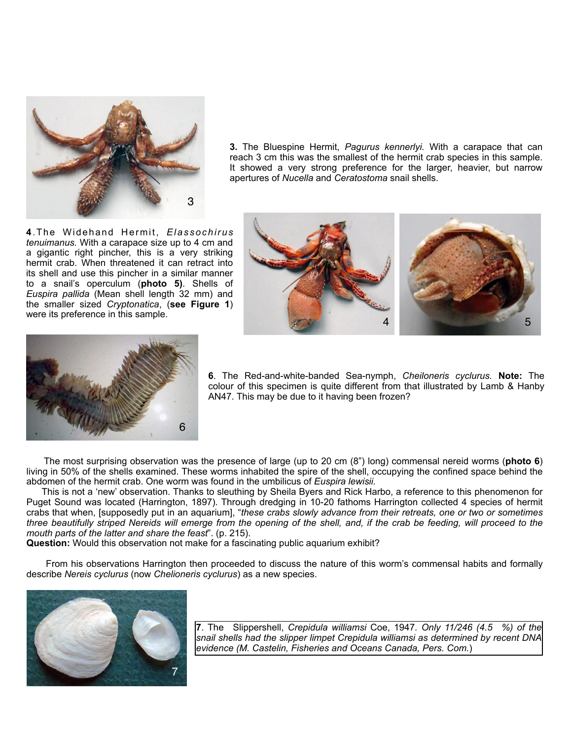**3.** The Bluespine Hermit, *Pagurus kennerlyi.* With a carapace that can reach 3 cm this was the smallest of the hermit crab species in this sample. It showed a very strong preference for the larger, heavier, but narrow apertures of *Nucella* and *Ceratostoma* snail shells.

**4**.The Widehand Hermit, *Elassochirus tenuimanus.* With a carapace size up to 4 cm and a gigantic right pincher, this is a very striking hermit crab. When threatened it can retract into its shell and use this pincher in a similar manner to a snail's operculum (**photo 5)**. Shells of *Euspira pallida* (Mean shell length 32 mm) and the smaller sized *Cryptonatica*, (**see Figure 1**) were its preference in this sample.

**6**. The Red-and-white-banded Sea-nymph, *Cheiloneris cyclurus.* **Note:** The colour of this specimen is quite different from that illustrated by Lamb & Hanby AN47. This may be due to it having been frozen?

The most surprising observation was the presence of large (up to 20 cm (8") long) commensal nereid worms (**photo 6**) living in 50% of the shells examined. These worms inhabited the spire of the shell, occupying the confined space behind the abdomen of the hermit crab. One worm was found in the umbilicus of *Euspira lewisii.*

This is not a 'new' observation. Thanks to sleuthing by Sheila Byers and Rick Harbo, a reference to this phenomenon for Puget Sound was located (Harrington, 1897). Through dredging in 10-20 fathoms Harrington collected 4 species of hermit crabs that when, [supposedly put in an aquarium], "*these crabs slowly advance from their retreats, one or two or sometimes three beautifully striped Nereids will emerge from the opening of the shell, and, if the crab be feeding, will proceed to the mouth parts of the latter and share the feast*". (p. 215).

**Question:** Would this observation not make for a fascinating public aquarium exhibit?

From his observations Harrington then proceeded to discuss the nature of this worm's commensal habits and formally describe *Nereis cyclurus* (now *Chelioneris cyclurus*) as a new species.

**7**. The Slippershell, *Crepidula williamsi* Coe, 1947*. Only 11/246 (4.5 %) of the snail shells had the slipper limpet Crepidula williamsi as determined by recent DNA evidence (M. Castelin, Fisheries and Oceans Canada, Pers. Com.*)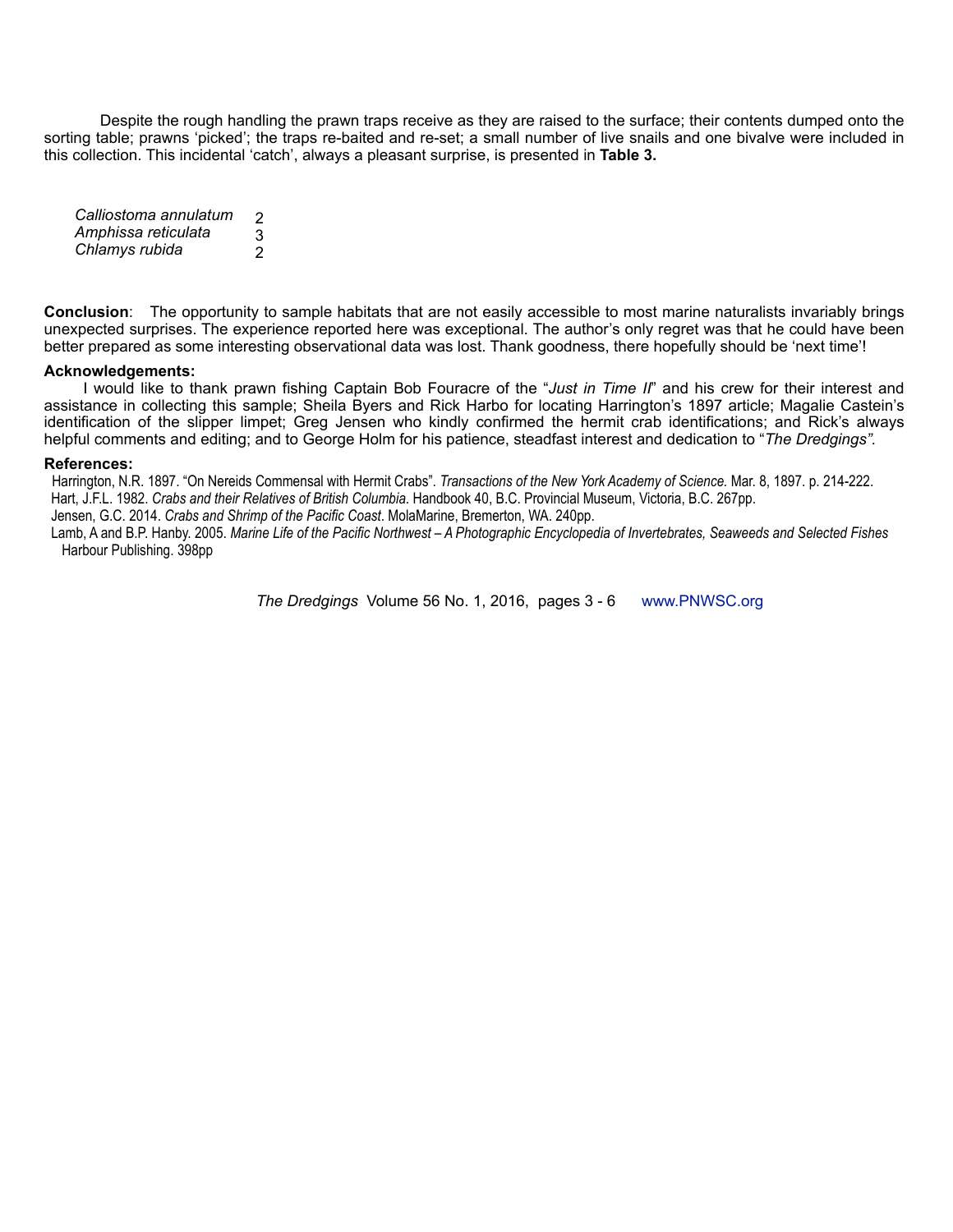Despite the rough handling the prawn traps receive as they are raised to the surface; their contents dumped onto the sorting table; prawns 'picked'; the traps re-baited and re-set; a small number of live snails and one bivalve were included in this collection. This incidental 'catch', always a pleasant surprise, is presented in **Table 3.**

| | |
|---|---|
| *Calliostoma annulatum* | 2 |
| *Amphissa reticulata* | 3 |
| *Chlamys rubida* | 2 |

**Conclusion**: The opportunity to sample habitats that are not easily accessible to most marine naturalists invariably brings unexpected surprises. The experience reported here was exceptional. The author's only regret was that he could have been better prepared as some interesting observational data was lost. Thank goodness, there hopefully should be 'next time'!

**Acknowledgements:**

I would like to thank prawn fishing Captain Bob Fouracre of the "*Just in Time II*" and his crew for their interest and assistance in collecting this sample; Sheila Byers and Rick Harbo for locating Harrington's 1897 article; Magalie Castein's identification of the slipper limpet; Greg Jensen who kindly confirmed the hermit crab identifications; and Rick's always helpful comments and editing; and to George Holm for his patience, steadfast interest and dedication to "*The Dredgings".*

**References:**

Harrington, N.R. 1897. "On Nereids Commensal with Hermit Crabs". *Transactions of the New York Academy of Science.* Mar. 8, 1897. p. 214-222.

Hart, J.F.L. 1982. *Crabs and their Relatives of British Columbia.* Handbook 40, B.C. Provincial Museum, Victoria, B.C. 267pp.

Jensen, G.C. 2014. *Crabs and Shrimp of the Pacific Coast*. MolaMarine, Bremerton, WA. 240pp.

Lamb, A and B.P. Hanby. 2005. *Marine Life of the Pacific Northwest – A Photographic Encyclopedia of Invertebrates, Seaweeds and Selected Fishes* Harbour Publishing. 398pp